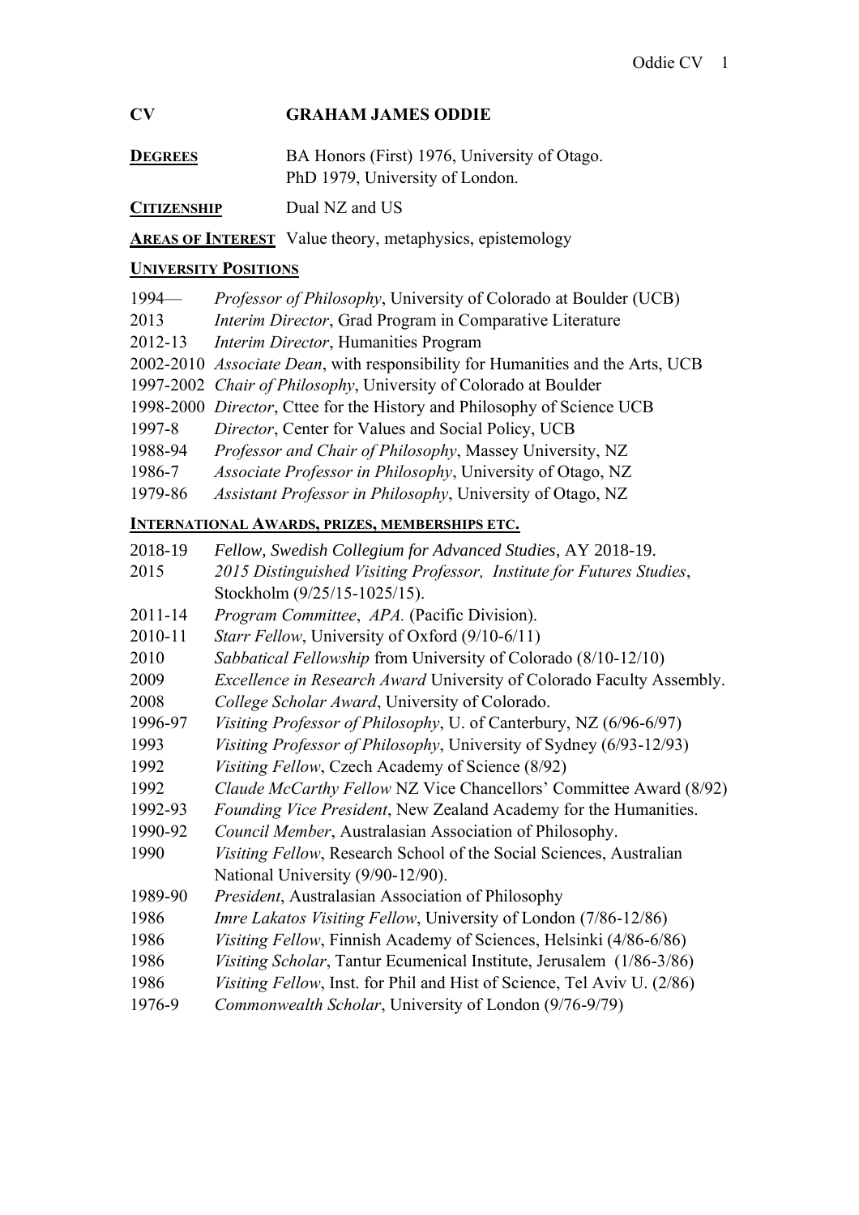# CV GRAHAM JAMES ODDIE

**DEGREES** BA Honors (First) 1976, University of Otago.
PhD 1979, University of London.

**CITIZENSHIP** Dual NZ and US

**AREAS OF INTEREST** Value theory, metaphysics, epistemology

## UNIVERSITY POSITIONS

- 1994— *Professor of Philosophy*, University of Colorado at Boulder (UCB)
- 2013 *Interim Director*, Grad Program in Comparative Literature
- 2012-13 *Interim Director*, Humanities Program
- 2002-2010 *Associate Dean*, with responsibility for Humanities and the Arts, UCB
- 1997-2002 *Chair of Philosophy*, University of Colorado at Boulder
- 1998-2000 *Director*, Cttee for the History and Philosophy of Science UCB
- 1997-8 *Director*, Center for Values and Social Policy, UCB
- 1988-94 *Professor and Chair of Philosophy*, Massey University, NZ
- 1986-7 *Associate Professor in Philosophy*, University of Otago, NZ
- 1979-86 *Assistant Professor in Philosophy*, University of Otago, NZ

## INTERNATIONAL AWARDS, PRIZES, MEMBERSHIPS ETC.

- 2018-19 *Fellow, Swedish Collegium for Advanced Studies*, AY 2018-19.
- 2015 *2015 Distinguished Visiting Professor, Institute for Futures Studies*, Stockholm (9/25/15-1025/15).
- 2011-14 *Program Committee*, *APA.* (Pacific Division).
- 2010-11 *Starr Fellow*, University of Oxford (9/10-6/11)
- 2010 *Sabbatical Fellowship* from University of Colorado (8/10-12/10)
- 2009 *Excellence in Research Award* University of Colorado Faculty Assembly.
- 2008 *College Scholar Award*, University of Colorado.
- 1996-97 *Visiting Professor of Philosophy*, U. of Canterbury, NZ (6/96-6/97)
- 1993 *Visiting Professor of Philosophy*, University of Sydney (6/93-12/93)
- 1992 *Visiting Fellow*, Czech Academy of Science (8/92)
- 1992 *Claude McCarthy Fellow* NZ Vice Chancellors' Committee Award (8/92)
- 1992-93 *Founding Vice President*, New Zealand Academy for the Humanities.
- 1990-92 *Council Member*, Australasian Association of Philosophy.
- 1990 *Visiting Fellow*, Research School of the Social Sciences, Australian National University (9/90-12/90).
- 1989-90 *President*, Australasian Association of Philosophy
- 1986 *Imre Lakatos Visiting Fellow*, University of London (7/86-12/86)
- 1986 *Visiting Fellow*, Finnish Academy of Sciences, Helsinki (4/86-6/86)
- 1986 *Visiting Scholar*, Tantur Ecumenical Institute, Jerusalem (1/86-3/86)
- 1986 *Visiting Fellow*, Inst. for Phil and Hist of Science, Tel Aviv U. (2/86)
- 1976-9 *Commonwealth Scholar*, University of London (9/76-9/79)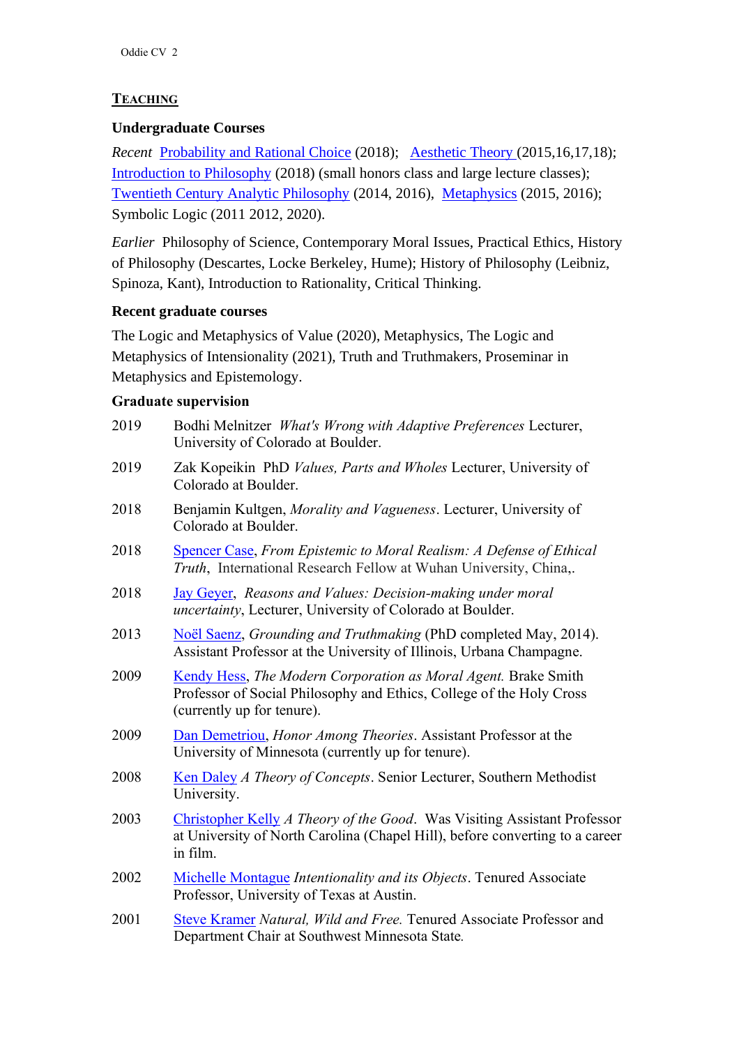## TEACHING

### Undergraduate Courses

*Recent* Probability and Rational Choice (2018); Aesthetic Theory (2015,16,17,18); Introduction to Philosophy (2018) (small honors class and large lecture classes); Twentieth Century Analytic Philosophy (2014, 2016), Metaphysics (2015, 2016); Symbolic Logic (2011 2012, 2020).

*Earlier* Philosophy of Science, Contemporary Moral Issues, Practical Ethics, History of Philosophy (Descartes, Locke Berkeley, Hume); History of Philosophy (Leibniz, Spinoza, Kant), Introduction to Rationality, Critical Thinking.

### Recent graduate courses

The Logic and Metaphysics of Value (2020), Metaphysics, The Logic and Metaphysics of Intensionality (2021), Truth and Truthmakers, Proseminar in Metaphysics and Epistemology.

### Graduate supervision

2019 Bodhi Melnitzer *What's Wrong with Adaptive Preferences* Lecturer, University of Colorado at Boulder.

2019 Zak Kopeikin PhD *Values, Parts and Wholes* Lecturer, University of Colorado at Boulder.

2018 Benjamin Kultgen, *Morality and Vagueness*. Lecturer, University of Colorado at Boulder.

2018 Spencer Case, *From Epistemic to Moral Realism: A Defense of Ethical Truth*, International Research Fellow at Wuhan University, China,.

2018 Jay Geyer, *Reasons and Values: Decision-making under moral uncertainty*, Lecturer, University of Colorado at Boulder.

2013 Noël Saenz, *Grounding and Truthmaking* (PhD completed May, 2014). Assistant Professor at the University of Illinois, Urbana Champagne.

2009 Kendy Hess, *The Modern Corporation as Moral Agent.* Brake Smith Professor of Social Philosophy and Ethics, College of the Holy Cross (currently up for tenure).

2009 Dan Demetriou, *Honor Among Theories*. Assistant Professor at the University of Minnesota (currently up for tenure).

2008 Ken Daley *A Theory of Concepts*. Senior Lecturer, Southern Methodist University.

2003 Christopher Kelly *A Theory of the Good*. Was Visiting Assistant Professor at University of North Carolina (Chapel Hill), before converting to a career in film.

2002 Michelle Montague *Intentionality and its Objects*. Tenured Associate Professor, University of Texas at Austin.

2001 Steve Kramer *Natural, Wild and Free.* Tenured Associate Professor and Department Chair at Southwest Minnesota State.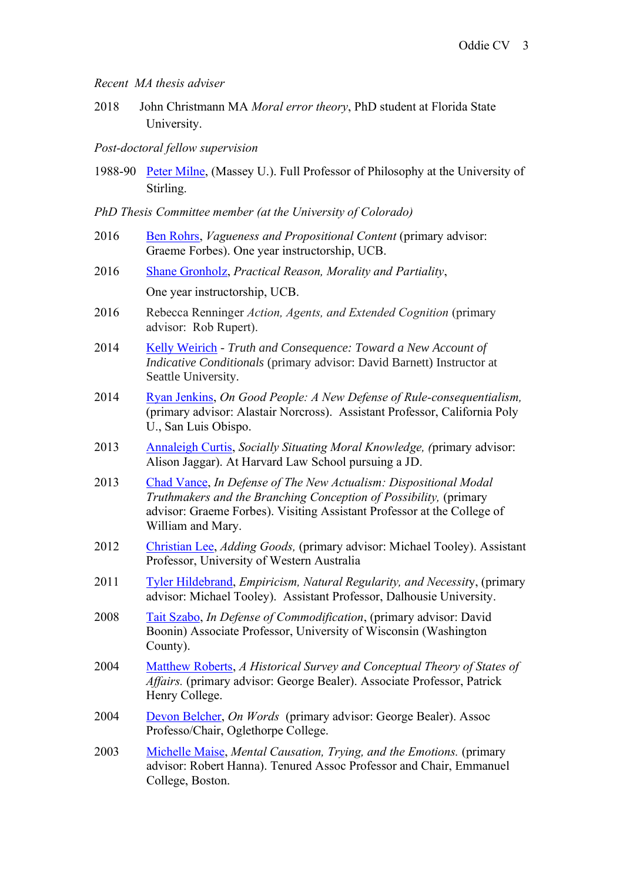*Recent MA thesis adviser*

2018 John Christmann MA *Moral error theory*, PhD student at Florida State University.

*Post-doctoral fellow supervision*

1988-90 Peter Milne, (Massey U.). Full Professor of Philosophy at the University of Stirling.

*PhD Thesis Committee member (at the University of Colorado)*

2016 Ben Rohrs, *Vagueness and Propositional Content* (primary advisor: Graeme Forbes). One year instructorship, UCB.

2016 Shane Gronholz, *Practical Reason, Morality and Partiality*, One year instructorship, UCB.

2016 Rebecca Renninger *Action, Agents, and Extended Cognition* (primary advisor: Rob Rupert).

2014 Kelly Weirich - *Truth and Consequence: Toward a New Account of Indicative Conditionals* (primary advisor: David Barnett) Instructor at Seattle University.

2014 Ryan Jenkins, *On Good People: A New Defense of Rule-consequentialism,* (primary advisor: Alastair Norcross). Assistant Professor, California Poly U., San Luis Obispo.

2013 Annaleigh Curtis, *Socially Situating Moral Knowledge, (*primary advisor: Alison Jaggar). At Harvard Law School pursuing a JD.

2013 Chad Vance, *In Defense of The New Actualism: Dispositional Modal Truthmakers and the Branching Conception of Possibility,* (primary advisor: Graeme Forbes). Visiting Assistant Professor at the College of William and Mary.

2012 Christian Lee, *Adding Goods,* (primary advisor: Michael Tooley). Assistant Professor, University of Western Australia

2011 Tyler Hildebrand, *Empiricism, Natural Regularity, and Necessit*y, (primary advisor: Michael Tooley). Assistant Professor, Dalhousie University.

2008 Tait Szabo, *In Defense of Commodification*, (primary advisor: David Boonin) Associate Professor, University of Wisconsin (Washington County).

2004 Matthew Roberts, *A Historical Survey and Conceptual Theory of States of Affairs.* (primary advisor: George Bealer). Associate Professor, Patrick Henry College.

2004 Devon Belcher, *On Words* (primary advisor: George Bealer). Assoc Professo/Chair, Oglethorpe College.

2003 Michelle Maise, *Mental Causation, Trying, and the Emotions.* (primary advisor: Robert Hanna). Tenured Assoc Professor and Chair, Emmanuel College, Boston.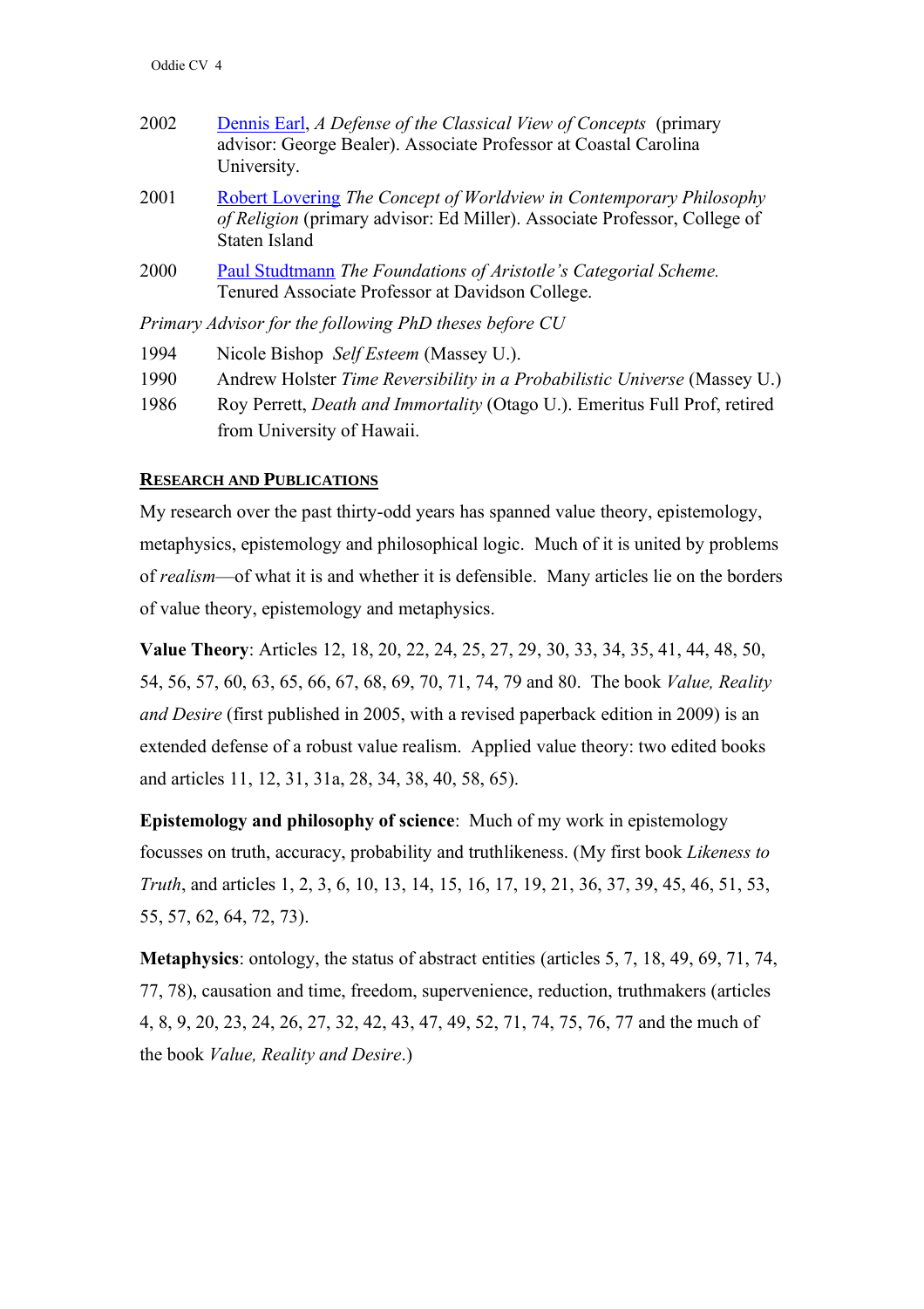2002 Dennis Earl, *A Defense of the Classical View of Concepts* (primary advisor: George Bealer). Associate Professor at Coastal Carolina University.

2001 Robert Lovering *The Concept of Worldview in Contemporary Philosophy of Religion* (primary advisor: Ed Miller). Associate Professor, College of Staten Island

2000 Paul Studtmann *The Foundations of Aristotle's Categorial Scheme.* Tenured Associate Professor at Davidson College.

*Primary Advisor for the following PhD theses before CU*

1994 Nicole Bishop *Self Esteem* (Massey U.).

1990 Andrew Holster *Time Reversibility in a Probabilistic Universe* (Massey U.)

1986 Roy Perrett, *Death and Immortality* (Otago U.). Emeritus Full Prof, retired from University of Hawaii.

## RESEARCH AND PUBLICATIONS

My research over the past thirty-odd years has spanned value theory, epistemology, metaphysics, epistemology and philosophical logic. Much of it is united by problems of *realism*—of what it is and whether it is defensible. Many articles lie on the borders of value theory, epistemology and metaphysics.

**Value Theory**: Articles 12, 18, 20, 22, 24, 25, 27, 29, 30, 33, 34, 35, 41, 44, 48, 50, 54, 56, 57, 60, 63, 65, 66, 67, 68, 69, 70, 71, 74, 79 and 80. The book *Value, Reality and Desire* (first published in 2005, with a revised paperback edition in 2009) is an extended defense of a robust value realism. Applied value theory: two edited books and articles 11, 12, 31, 31a, 28, 34, 38, 40, 58, 65).

**Epistemology and philosophy of science**: Much of my work in epistemology focusses on truth, accuracy, probability and truthlikeness. (My first book *Likeness to Truth*, and articles 1, 2, 3, 6, 10, 13, 14, 15, 16, 17, 19, 21, 36, 37, 39, 45, 46, 51, 53, 55, 57, 62, 64, 72, 73).

**Metaphysics**: ontology, the status of abstract entities (articles 5, 7, 18, 49, 69, 71, 74, 77, 78), causation and time, freedom, supervenience, reduction, truthmakers (articles 4, 8, 9, 20, 23, 24, 26, 27, 32, 42, 43, 47, 49, 52, 71, 74, 75, 76, 77 and the much of the book *Value, Reality and Desire*.)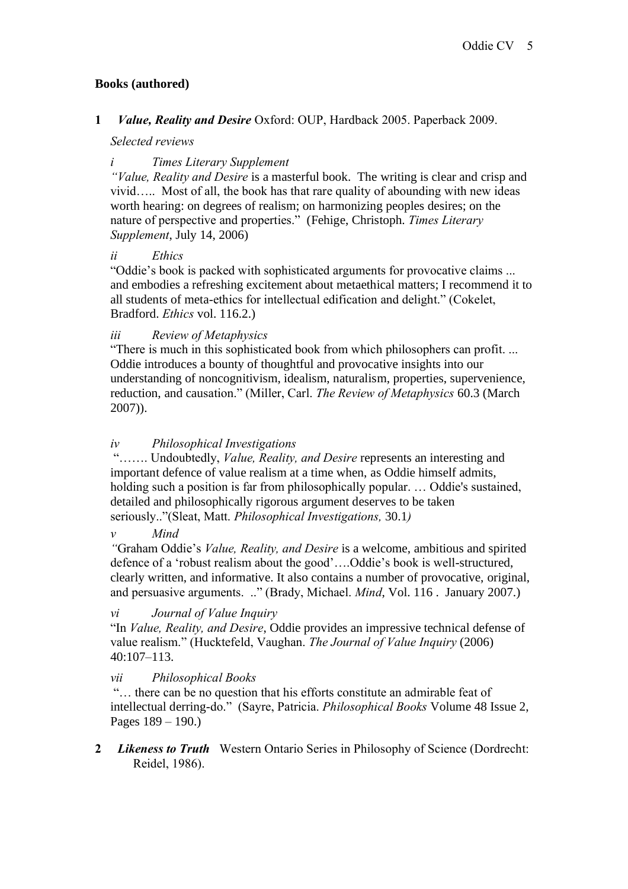**Books (authored)**

**1** ***Value, Reality and Desire*** Oxford: OUP, Hardback 2005. Paperback 2009.

*Selected reviews*

*i Times Literary Supplement*

*"Value, Reality and Desire* is a masterful book. The writing is clear and crisp and vivid….. Most of all, the book has that rare quality of abounding with new ideas worth hearing: on degrees of realism; on harmonizing peoples desires; on the nature of perspective and properties." (Fehige, Christoph. *Times Literary Supplement*, July 14, 2006)

*ii Ethics*

"Oddie's book is packed with sophisticated arguments for provocative claims ... and embodies a refreshing excitement about metaethical matters; I recommend it to all students of meta-ethics for intellectual edification and delight." (Cokelet, Bradford. *Ethics* vol. 116.2.)

*iii Review of Metaphysics*

"There is much in this sophisticated book from which philosophers can profit. ... Oddie introduces a bounty of thoughtful and provocative insights into our understanding of noncognitivism, idealism, naturalism, properties, supervenience, reduction, and causation." (Miller, Carl. *The Review of Metaphysics* 60.3 (March 2007)).

*iv Philosophical Investigations*

"……. Undoubtedly, *Value, Reality, and Desire* represents an interesting and important defence of value realism at a time when, as Oddie himself admits, holding such a position is far from philosophically popular. … Oddie's sustained, detailed and philosophically rigorous argument deserves to be taken seriously.."(Sleat, Matt. *Philosophical Investigations,* 30.1*)*

*v Mind*

*"*Graham Oddie's *Value, Reality, and Desire* is a welcome, ambitious and spirited defence of a 'robust realism about the good'….Oddie's book is well-structured, clearly written, and informative. It also contains a number of provocative, original, and persuasive arguments. .." (Brady, Michael. *Mind*, Vol. 116 . January 2007.)

*vi Journal of Value Inquiry*

"In *Value, Reality, and Desire*, Oddie provides an impressive technical defense of value realism." (Hucktefeld, Vaughan. *The Journal of Value Inquiry* (2006) 40:107–113.

*vii Philosophical Books*

"… there can be no question that his efforts constitute an admirable feat of intellectual derring-do." (Sayre, Patricia. *Philosophical Books* Volume 48 Issue 2, Pages 189 – 190.)

**2** ***Likeness to Truth*** Western Ontario Series in Philosophy of Science (Dordrecht: Reidel, 1986).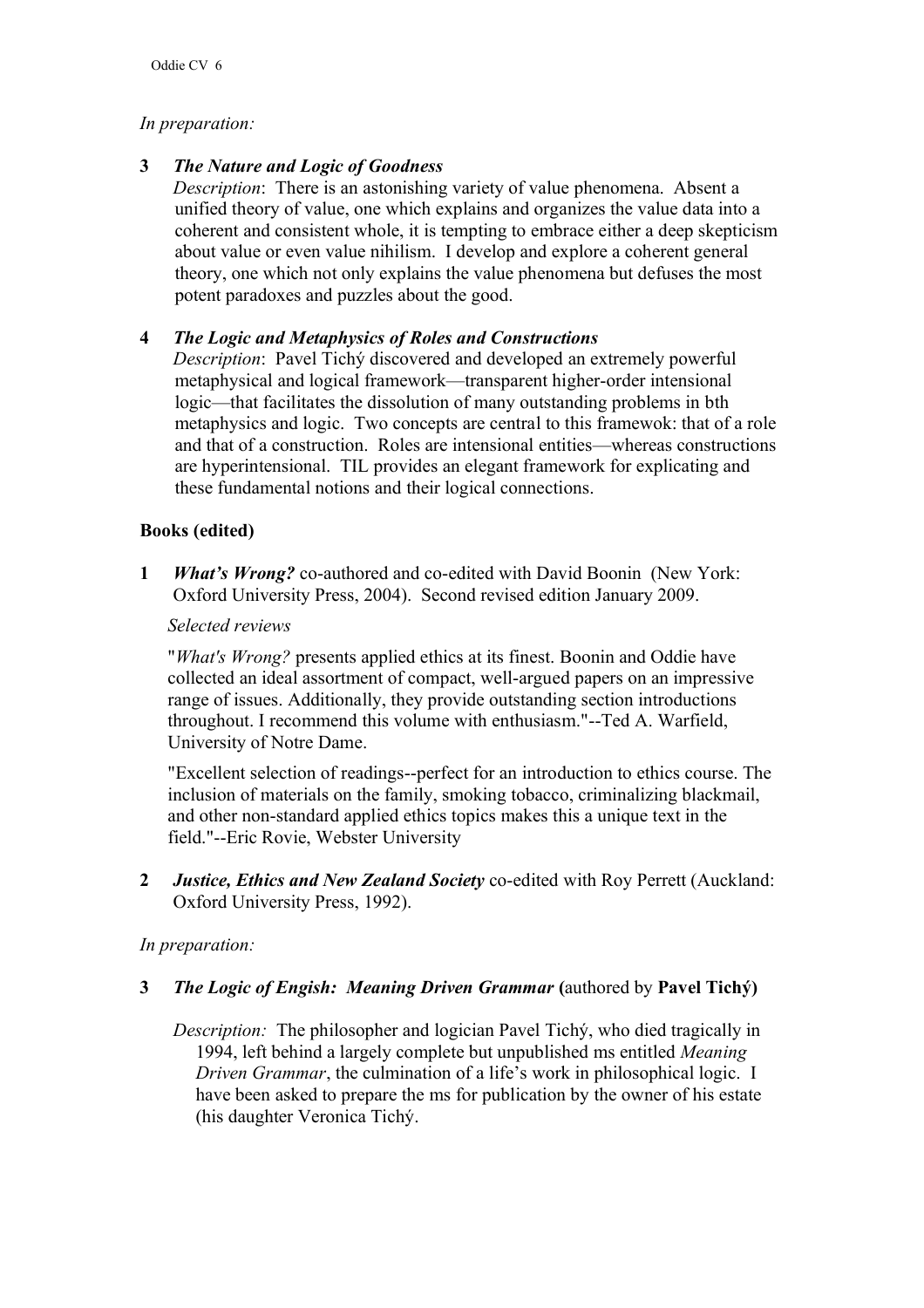*In preparation:*

**3** ***The Nature and Logic of Goodness***

*Description*: There is an astonishing variety of value phenomena. Absent a unified theory of value, one which explains and organizes the value data into a coherent and consistent whole, it is tempting to embrace either a deep skepticism about value or even value nihilism. I develop and explore a coherent general theory, one which not only explains the value phenomena but defuses the most potent paradoxes and puzzles about the good.

**4** ***The Logic and Metaphysics of Roles and Constructions***

*Description*: Pavel Tichý discovered and developed an extremely powerful metaphysical and logical framework—transparent higher-order intensional logic—that facilitates the dissolution of many outstanding problems in bth metaphysics and logic. Two concepts are central to this framewok: that of a role and that of a construction. Roles are intensional entities—whereas constructions are hyperintensional. TIL provides an elegant framework for explicating and these fundamental notions and their logical connections.

**Books (edited)**

**1** ***What's Wrong?*** co-authored and co-edited with David Boonin (New York: Oxford University Press, 2004). Second revised edition January 2009.

*Selected reviews*

"*What's Wrong?* presents applied ethics at its finest. Boonin and Oddie have collected an ideal assortment of compact, well-argued papers on an impressive range of issues. Additionally, they provide outstanding section introductions throughout. I recommend this volume with enthusiasm."--Ted A. Warfield, University of Notre Dame.

"Excellent selection of readings--perfect for an introduction to ethics course. The inclusion of materials on the family, smoking tobacco, criminalizing blackmail, and other non-standard applied ethics topics makes this a unique text in the field."--Eric Rovie, Webster University

**2** ***Justice, Ethics and New Zealand Society*** co-edited with Roy Perrett (Auckland: Oxford University Press, 1992).

*In preparation:*

**3** ***The Logic of Engish: Meaning Driven Grammar*** **(**authored by **Pavel Tichý)**

*Description:* The philosopher and logician Pavel Tichý, who died tragically in 1994, left behind a largely complete but unpublished ms entitled *Meaning Driven Grammar*, the culmination of a life's work in philosophical logic. I have been asked to prepare the ms for publication by the owner of his estate (his daughter Veronica Tichý.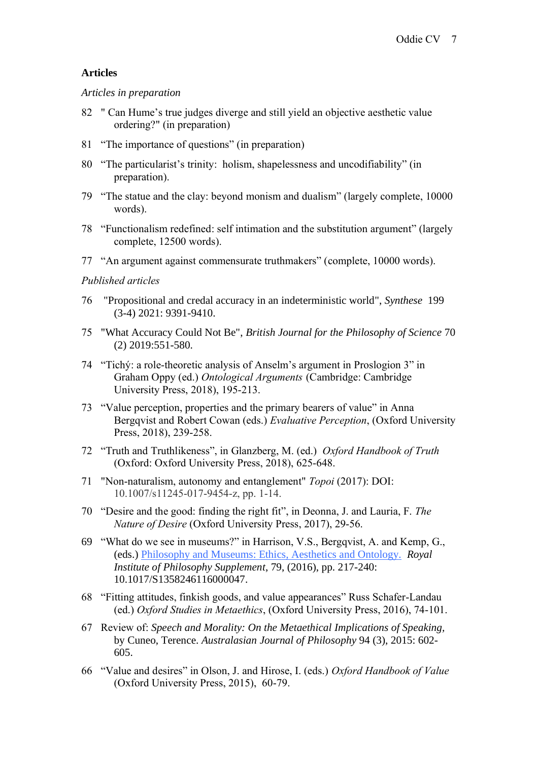**Articles**

*Articles in preparation*

82 " Can Hume's true judges diverge and still yield an objective aesthetic value ordering?" (in preparation)

81 "The importance of questions" (in preparation)

80 "The particularist's trinity: holism, shapelessness and uncodifiability" (in preparation).

79 "The statue and the clay: beyond monism and dualism" (largely complete, 10000 words).

78 "Functionalism redefined: self intimation and the substitution argument" (largely complete, 12500 words).

77 "An argument against commensurate truthmakers" (complete, 10000 words).

*Published articles*

76 "Propositional and credal accuracy in an indeterministic world", *Synthese* 199 (3-4) 2021: 9391-9410.

75 "What Accuracy Could Not Be", *British Journal for the Philosophy of Science* 70 (2) 2019:551-580.

74 "Tichý: a role-theoretic analysis of Anselm's argument in Proslogion 3" in Graham Oppy (ed.) *Ontological Arguments* (Cambridge: Cambridge University Press, 2018), 195-213.

73 "Value perception, properties and the primary bearers of value" in Anna Bergqvist and Robert Cowan (eds.) *Evaluative Perception*, (Oxford University Press, 2018), 239-258.

72 "Truth and Truthlikeness", in Glanzberg, M. (ed.) *Oxford Handbook of Truth* (Oxford: Oxford University Press, 2018), 625-648.

71 "Non-naturalism, autonomy and entanglement" *Topoi* (2017): DOI: 10.1007/s11245-017-9454-z, pp. 1-14.

70 "Desire and the good: finding the right fit", in Deonna, J. and Lauria, F. *The Nature of Desire* (Oxford University Press, 2017), 29-56.

69 "What do we see in museums?" in Harrison, V.S., Bergqvist, A. and Kemp, G., (eds.) Philosophy and Museums: Ethics, Aesthetics and Ontology. *Royal Institute of Philosophy Supplement*, 79, (2016), pp. 217-240: 10.1017/S1358246116000047.

68 "Fitting attitudes, finkish goods, and value appearances" Russ Schafer-Landau (ed.) *Oxford Studies in Metaethics*, (Oxford University Press, 2016), 74-101.

67 Review of: *Speech and Morality: On the Metaethical Implications of Speaking,* by Cuneo, Terence. *Australasian Journal of Philosophy* 94 (3), 2015: 602-605.

66 "Value and desires" in Olson, J. and Hirose, I. (eds.) *Oxford Handbook of Value* (Oxford University Press, 2015), 60-79.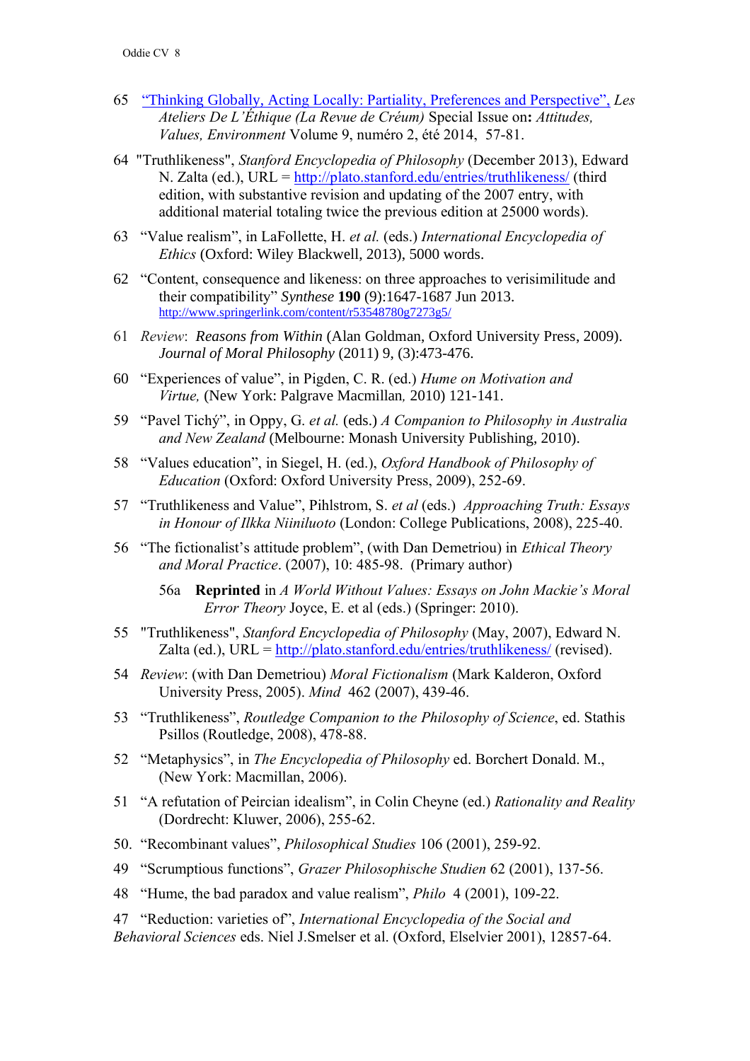65 [“Thinking Globally, Acting Locally: Partiality, Preferences and Perspective”,](#) *Les Ateliers De L’Éthique (La Revue de Créum)* Special Issue on**:** *Attitudes, Values, Environment* Volume 9, numéro 2, été 2014, 57-81.

64 "Truthlikeness", *Stanford Encyclopedia of Philosophy* (December 2013), Edward N. Zalta (ed.), URL = http://plato.stanford.edu/entries/truthlikeness/ (third edition, with substantive revision and updating of the 2007 entry, with additional material totaling twice the previous edition at 25000 words).

63 “Value realism”, in LaFollette, H. *et al.* (eds.) *International Encyclopedia of Ethics* (Oxford: Wiley Blackwell, 2013), 5000 words.

62 “Content, consequence and likeness: on three approaches to verisimilitude and their compatibility” *Synthese* **190** (9):1647-1687 Jun 2013. http://www.springerlink.com/content/r53548780g7273g5/

61 *Review*: *Reasons from Within* (Alan Goldman, Oxford University Press, 2009). *Journal of Moral Philosophy* (2011) 9, (3):473-476.

60 “Experiences of value”, in Pigden, C. R. (ed.) *Hume on Motivation and Virtue,* (New York: Palgrave Macmillan, 2010) 121-141.

59 “Pavel Tichý”, in Oppy, G. *et al.* (eds.) *A Companion to Philosophy in Australia and New Zealand* (Melbourne: Monash University Publishing, 2010).

58 “Values education”, in Siegel, H. (ed.), *Oxford Handbook of Philosophy of Education* (Oxford: Oxford University Press, 2009), 252-69.

57 “Truthlikeness and Value”, Pihlstrom, S. *et al* (eds.) *Approaching Truth: Essays in Honour of Ilkka Niiniluoto* (London: College Publications, 2008), 225-40.

56 “The fictionalist’s attitude problem”, (with Dan Demetriou) in *Ethical Theory and Moral Practice*. (2007), 10: 485-98. (Primary author)

56a **Reprinted** in *A World Without Values: Essays on John Mackie’s Moral Error Theory* Joyce, E. et al (eds.) (Springer: 2010).

55 "Truthlikeness", *Stanford Encyclopedia of Philosophy* (May, 2007), Edward N. Zalta (ed.), URL = http://plato.stanford.edu/entries/truthlikeness/ (revised).

54 *Review*: (with Dan Demetriou) *Moral Fictionalism* (Mark Kalderon, Oxford University Press, 2005). *Mind* 462 (2007), 439-46.

53 “Truthlikeness”, *Routledge Companion to the Philosophy of Science*, ed. Stathis Psillos (Routledge, 2008), 478-88.

52 “Metaphysics”, in *The Encyclopedia of Philosophy* ed. Borchert Donald. M., (New York: Macmillan, 2006).

51 “A refutation of Peircian idealism”, in Colin Cheyne (ed.) *Rationality and Reality* (Dordrecht: Kluwer, 2006), 255-62.

50. “Recombinant values”, *Philosophical Studies* 106 (2001), 259-92.

49 “Scrumptious functions”, *Grazer Philosophische Studien* 62 (2001), 137-56.

48 “Hume, the bad paradox and value realism”, *Philo* 4 (2001), 109-22.

47 “Reduction: varieties of”, *International Encyclopedia of the Social and Behavioral Sciences* eds. Niel J.Smelser et al. (Oxford, Elselvier 2001), 12857-64.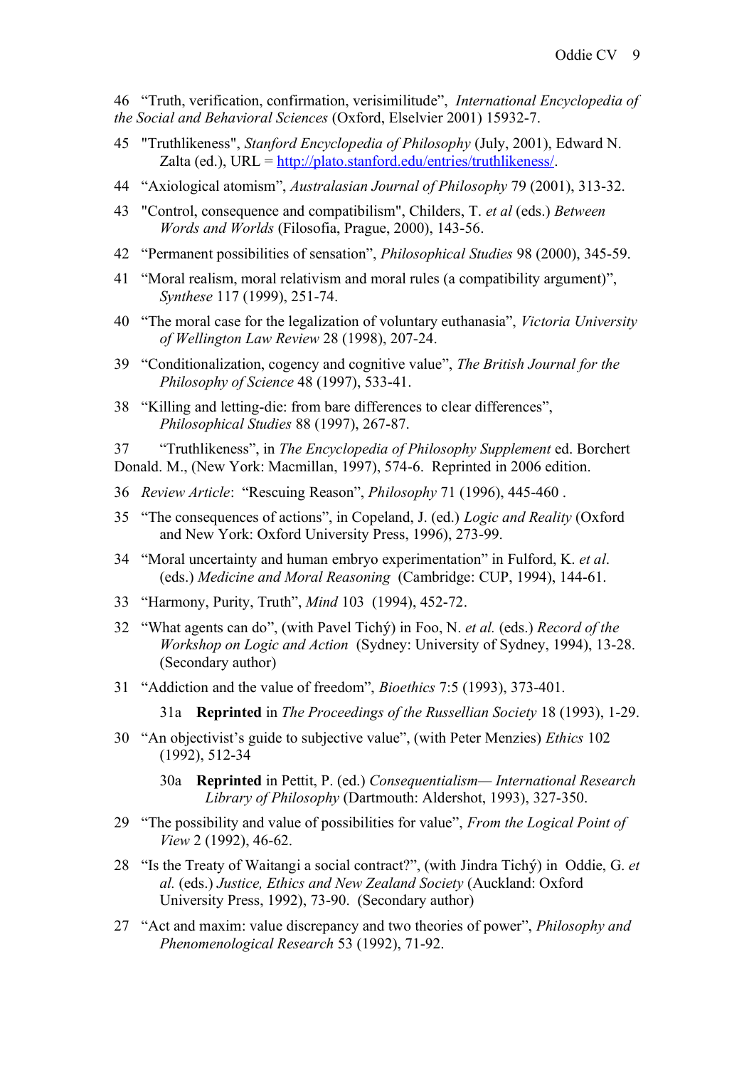46 “Truth, verification, confirmation, verisimilitude”, *International Encyclopedia of the Social and Behavioral Sciences* (Oxford, Elselvier 2001) 15932-7.

45 "Truthlikeness", *Stanford Encyclopedia of Philosophy* (July, 2001), Edward N. Zalta (ed.), URL = [http://plato.stanford.edu/entries/truthlikeness/](http://plato.stanford.edu/entries/truthlikeness/).

44 “Axiological atomism”, *Australasian Journal of Philosophy* 79 (2001), 313-32.

43 "Control, consequence and compatibilism", Childers, T. *et al* (eds.) *Between Words and Worlds* (Filosofia, Prague, 2000), 143-56.

42 “Permanent possibilities of sensation”, *Philosophical Studies* 98 (2000), 345-59.

41 “Moral realism, moral relativism and moral rules (a compatibility argument)”, *Synthese* 117 (1999), 251-74.

40 “The moral case for the legalization of voluntary euthanasia”, *Victoria University of Wellington Law Review* 28 (1998), 207-24.

39 “Conditionalization, cogency and cognitive value”, *The British Journal for the Philosophy of Science* 48 (1997), 533-41.

38 “Killing and letting-die: from bare differences to clear differences”, *Philosophical Studies* 88 (1997), 267-87.

37 “Truthlikeness”, in *The Encyclopedia of Philosophy Supplement* ed. Borchert Donald. M., (New York: Macmillan, 1997), 574-6. Reprinted in 2006 edition.

36 *Review Article*: “Rescuing Reason”, *Philosophy* 71 (1996), 445-460 .

35 “The consequences of actions”, in Copeland, J. (ed.) *Logic and Reality* (Oxford and New York: Oxford University Press, 1996), 273-99.

34 “Moral uncertainty and human embryo experimentation” in Fulford, K. *et al*. (eds.) *Medicine and Moral Reasoning* (Cambridge: CUP, 1994), 144-61.

33 “Harmony, Purity, Truth”, *Mind* 103 (1994), 452-72.

32 “What agents can do”, (with Pavel Tichý) in Foo, N. *et al.* (eds.) *Record of the Workshop on Logic and Action* (Sydney: University of Sydney, 1994), 13-28. (Secondary author)

31 “Addiction and the value of freedom”, *Bioethics* 7:5 (1993), 373-401.

31a **Reprinted** in *The Proceedings of the Russellian Society* 18 (1993), 1-29.

30 “An objectivist’s guide to subjective value”, (with Peter Menzies) *Ethics* 102 (1992), 512-34

30a **Reprinted** in Pettit, P. (ed.) *Consequentialism— International Research Library of Philosophy* (Dartmouth: Aldershot, 1993), 327-350.

29 “The possibility and value of possibilities for value”, *From the Logical Point of View* 2 (1992), 46-62.

28 “Is the Treaty of Waitangi a social contract?”, (with Jindra Tichý) in Oddie, G. *et al.* (eds.) *Justice, Ethics and New Zealand Society* (Auckland: Oxford University Press, 1992), 73-90. (Secondary author)

27 “Act and maxim: value discrepancy and two theories of power”, *Philosophy and Phenomenological Research* 53 (1992), 71-92.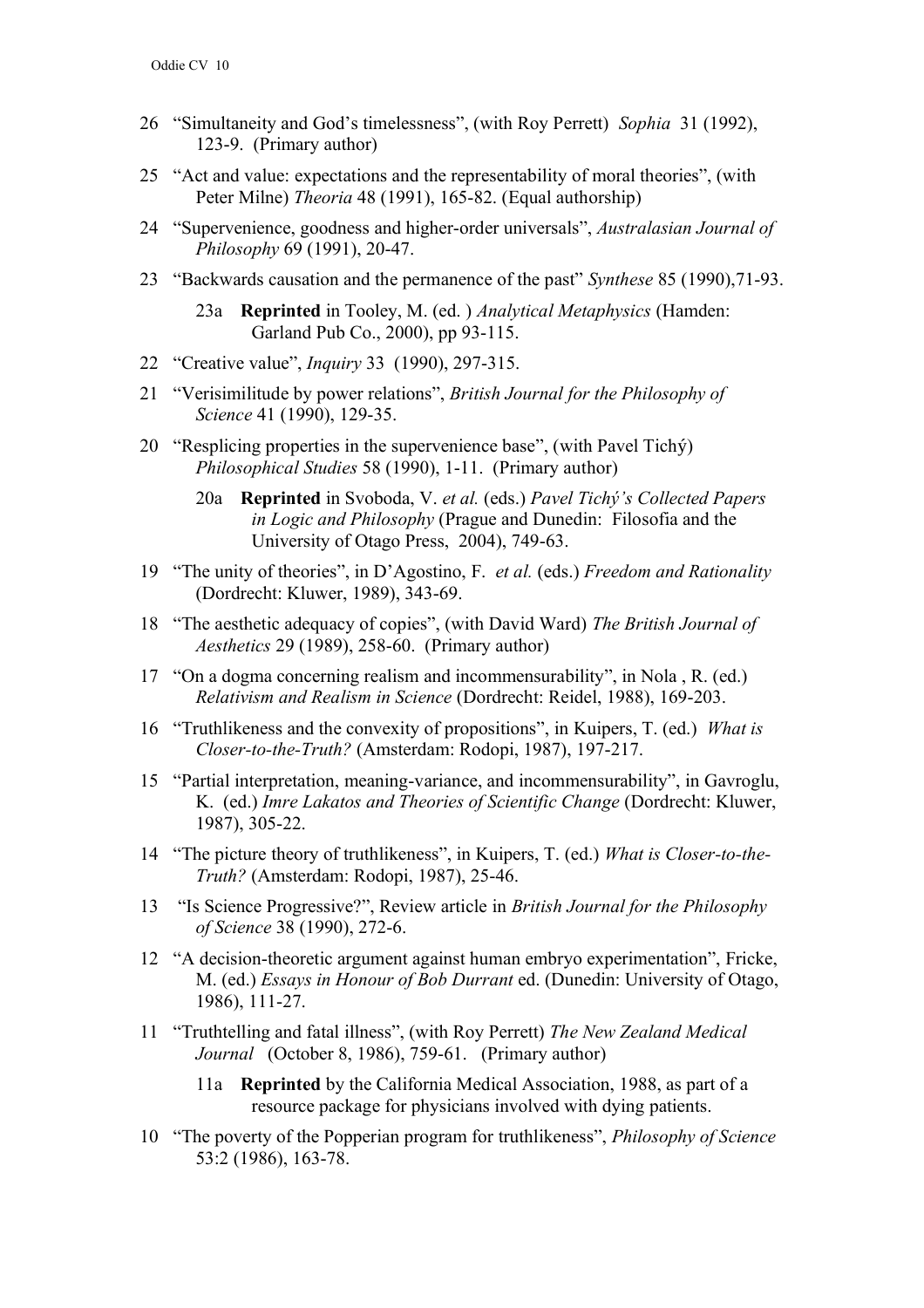26 "Simultaneity and God's timelessness", (with Roy Perrett) *Sophia* 31 (1992), 123-9. (Primary author)

25 "Act and value: expectations and the representability of moral theories", (with Peter Milne) *Theoria* 48 (1991), 165-82. (Equal authorship)

24 "Supervenience, goodness and higher-order universals", *Australasian Journal of Philosophy* 69 (1991), 20-47.

23 "Backwards causation and the permanence of the past" *Synthese* 85 (1990),71-93.

  23a **Reprinted** in Tooley, M. (ed. ) *Analytical Metaphysics* (Hamden: Garland Pub Co., 2000), pp 93-115.

22 "Creative value", *Inquiry* 33 (1990), 297-315.

21 "Verisimilitude by power relations", *British Journal for the Philosophy of Science* 41 (1990), 129-35.

20 "Resplicing properties in the supervenience base", (with Pavel Tichý) *Philosophical Studies* 58 (1990), 1-11. (Primary author)

  20a **Reprinted** in Svoboda, V. *et al.* (eds.) *Pavel Tichý's Collected Papers in Logic and Philosophy* (Prague and Dunedin: Filosofia and the University of Otago Press, 2004), 749-63.

19 "The unity of theories", in D'Agostino, F. *et al.* (eds.) *Freedom and Rationality* (Dordrecht: Kluwer, 1989), 343-69.

18 "The aesthetic adequacy of copies", (with David Ward) *The British Journal of Aesthetics* 29 (1989), 258-60. (Primary author)

17 "On a dogma concerning realism and incommensurability", in Nola , R. (ed.) *Relativism and Realism in Science* (Dordrecht: Reidel, 1988), 169-203.

16 "Truthlikeness and the convexity of propositions", in Kuipers, T. (ed.) *What is Closer-to-the-Truth?* (Amsterdam: Rodopi, 1987), 197-217.

15 "Partial interpretation, meaning-variance, and incommensurability", in Gavroglu, K. (ed.) *Imre Lakatos and Theories of Scientific Change* (Dordrecht: Kluwer, 1987), 305-22.

14 "The picture theory of truthlikeness", in Kuipers, T. (ed.) *What is Closer-to-the-Truth?* (Amsterdam: Rodopi, 1987), 25-46.

13 "Is Science Progressive?", Review article in *British Journal for the Philosophy of Science* 38 (1990), 272-6.

12 "A decision-theoretic argument against human embryo experimentation", Fricke, M. (ed.) *Essays in Honour of Bob Durrant* ed. (Dunedin: University of Otago, 1986), 111-27.

11 "Truthtelling and fatal illness", (with Roy Perrett) *The New Zealand Medical Journal* (October 8, 1986), 759-61. (Primary author)

  11a **Reprinted** by the California Medical Association, 1988, as part of a resource package for physicians involved with dying patients.

10 "The poverty of the Popperian program for truthlikeness", *Philosophy of Science* 53:2 (1986), 163-78.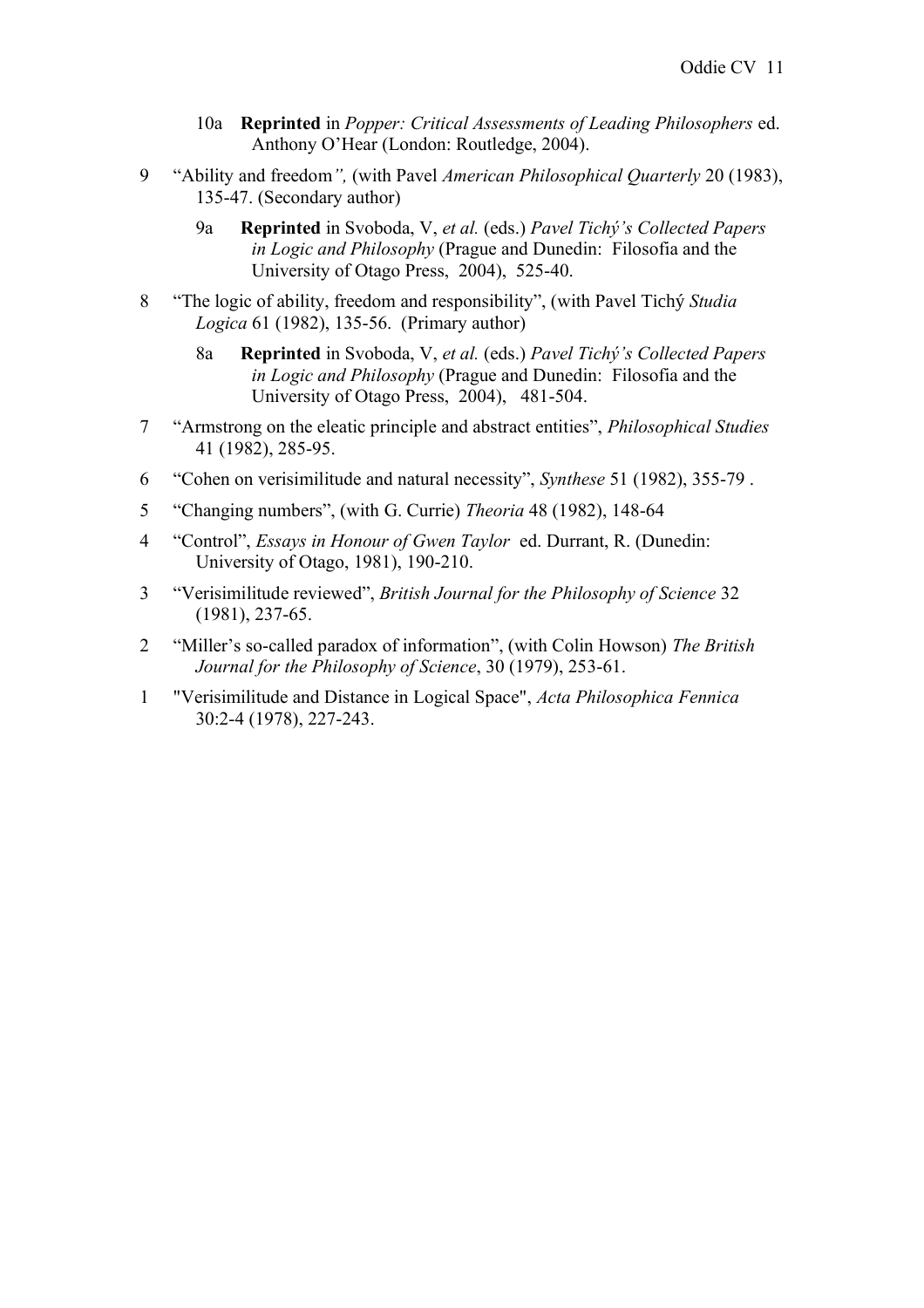- 10a **Reprinted** in *Popper: Critical Assessments of Leading Philosophers* ed. Anthony O'Hear (London: Routledge, 2004).

9 "Ability and freedom*",* (with Pavel *American Philosophical Quarterly* 20 (1983), 135-47. (Secondary author)

- 9a **Reprinted** in Svoboda, V, *et al.* (eds.) *Pavel Tichý's Collected Papers in Logic and Philosophy* (Prague and Dunedin: Filosofia and the University of Otago Press, 2004), 525-40.

8 "The logic of ability, freedom and responsibility", (with Pavel Tichý *Studia Logica* 61 (1982), 135-56. (Primary author)

- 8a **Reprinted** in Svoboda, V, *et al.* (eds.) *Pavel Tichý's Collected Papers in Logic and Philosophy* (Prague and Dunedin: Filosofia and the University of Otago Press, 2004), 481-504.

7 "Armstrong on the eleatic principle and abstract entities", *Philosophical Studies* 41 (1982), 285-95.

6 "Cohen on verisimilitude and natural necessity", *Synthese* 51 (1982), 355-79 .

5 "Changing numbers", (with G. Currie) *Theoria* 48 (1982), 148-64

4 "Control", *Essays in Honour of Gwen Taylor* ed. Durrant, R. (Dunedin: University of Otago, 1981), 190-210.

3 "Verisimilitude reviewed", *British Journal for the Philosophy of Science* 32 (1981), 237-65.

2 "Miller's so-called paradox of information", (with Colin Howson) *The British Journal for the Philosophy of Science*, 30 (1979), 253-61.

1 "Verisimilitude and Distance in Logical Space", *Acta Philosophica Fennica* 30:2-4 (1978), 227-243.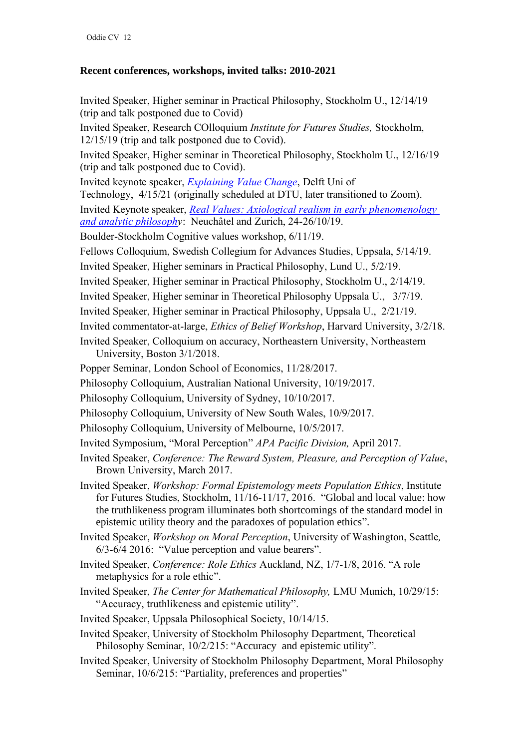**Recent conferences, workshops, invited talks: 2010-2021**

Invited Speaker, Higher seminar in Practical Philosophy, Stockholm U., 12/14/19 (trip and talk postponed due to Covid)

Invited Speaker, Research COlloquium *Institute for Futures Studies,* Stockholm, 12/15/19 (trip and talk postponed due to Covid).

Invited Speaker, Higher seminar in Theoretical Philosophy, Stockholm U., 12/16/19 (trip and talk postponed due to Covid).

Invited keynote speaker, *Explaining Value Change*, Delft Uni of Technology, 4/15/21 (originally scheduled at DTU, later transitioned to Zoom).

Invited Keynote speaker, *Real Values: Axiological realism in early phenomenology and analytic philosophy*: Neuchâtel and Zurich, 24-26/10/19.

Boulder-Stockholm Cognitive values workshop, 6/11/19.

Fellows Colloquium, Swedish Collegium for Advances Studies, Uppsala, 5/14/19.

Invited Speaker, Higher seminars in Practical Philosophy, Lund U., 5/2/19.

Invited Speaker, Higher seminar in Practical Philosophy, Stockholm U., 2/14/19.

Invited Speaker, Higher seminar in Theoretical Philosophy Uppsala U., 3/7/19.

Invited Speaker, Higher seminar in Practical Philosophy, Uppsala U., 2/21/19.

Invited commentator-at-large, *Ethics of Belief Workshop*, Harvard University, 3/2/18.

Invited Speaker, Colloquium on accuracy, Northeastern University, Northeastern University, Boston 3/1/2018.

Popper Seminar, London School of Economics, 11/28/2017.

Philosophy Colloquium, Australian National University, 10/19/2017.

Philosophy Colloquium, University of Sydney, 10/10/2017.

Philosophy Colloquium, University of New South Wales, 10/9/2017.

Philosophy Colloquium, University of Melbourne, 10/5/2017.

Invited Symposium, "Moral Perception" *APA Pacific Division,* April 2017.

Invited Speaker, *Conference: The Reward System, Pleasure, and Perception of Value*, Brown University, March 2017.

Invited Speaker, *Workshop: Formal Epistemology meets Population Ethics*, Institute for Futures Studies, Stockholm, 11/16-11/17, 2016. "Global and local value: how the truthlikeness program illuminates both shortcomings of the standard model in epistemic utility theory and the paradoxes of population ethics".

Invited Speaker, *Workshop on Moral Perception*, University of Washington, Seattle*,* 6/3-6/4 2016: "Value perception and value bearers".

Invited Speaker, *Conference: Role Ethics* Auckland, NZ, 1/7-1/8, 2016. "A role metaphysics for a role ethic".

Invited Speaker, *The Center for Mathematical Philosophy,* LMU Munich, 10/29/15: "Accuracy, truthlikeness and epistemic utility".

Invited Speaker, Uppsala Philosophical Society, 10/14/15.

Invited Speaker, University of Stockholm Philosophy Department, Theoretical Philosophy Seminar, 10/2/215: "Accuracy and epistemic utility".

Invited Speaker, University of Stockholm Philosophy Department, Moral Philosophy Seminar, 10/6/215: "Partiality, preferences and properties"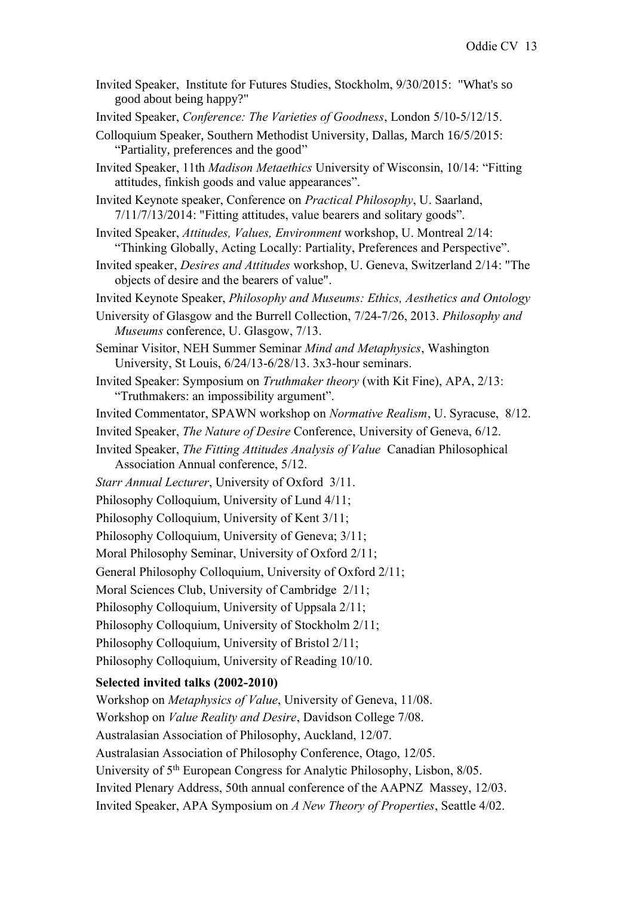Invited Speaker, Institute for Futures Studies, Stockholm, 9/30/2015: "What's so good about being happy?"

Invited Speaker, *Conference: The Varieties of Goodness*, London 5/10-5/12/15.

Colloquium Speaker, Southern Methodist University, Dallas, March 16/5/2015: "Partiality, preferences and the good"

Invited Speaker, 11th *Madison Metaethics* University of Wisconsin, 10/14: "Fitting attitudes, finkish goods and value appearances".

Invited Keynote speaker, Conference on *Practical Philosophy*, U. Saarland, 7/11/7/13/2014: "Fitting attitudes, value bearers and solitary goods".

Invited Speaker, *Attitudes, Values, Environment* workshop, U. Montreal 2/14: "Thinking Globally, Acting Locally: Partiality, Preferences and Perspective".

Invited speaker, *Desires and Attitudes* workshop, U. Geneva, Switzerland 2/14: "The objects of desire and the bearers of value".

Invited Keynote Speaker, *Philosophy and Museums: Ethics, Aesthetics and Ontology*

University of Glasgow and the Burrell Collection, 7/24-7/26, 2013. *Philosophy and Museums* conference, U. Glasgow, 7/13.

Seminar Visitor, NEH Summer Seminar *Mind and Metaphysics*, Washington University, St Louis, 6/24/13-6/28/13. 3x3-hour seminars.

Invited Speaker: Symposium on *Truthmaker theory* (with Kit Fine), APA, 2/13: "Truthmakers: an impossibility argument".

Invited Commentator, SPAWN workshop on *Normative Realism*, U. Syracuse, 8/12.

Invited Speaker, *The Nature of Desire* Conference, University of Geneva, 6/12.

Invited Speaker, *The Fitting Attitudes Analysis of Value* Canadian Philosophical Association Annual conference, 5/12.

*Starr Annual Lecturer*, University of Oxford 3/11.

Philosophy Colloquium, University of Lund 4/11;

Philosophy Colloquium, University of Kent 3/11;

Philosophy Colloquium, University of Geneva; 3/11;

Moral Philosophy Seminar, University of Oxford 2/11;

General Philosophy Colloquium, University of Oxford 2/11;

Moral Sciences Club, University of Cambridge 2/11;

Philosophy Colloquium, University of Uppsala 2/11;

Philosophy Colloquium, University of Stockholm 2/11;

Philosophy Colloquium, University of Bristol 2/11;

Philosophy Colloquium, University of Reading 10/10.

**Selected invited talks (2002-2010)**

Workshop on *Metaphysics of Value*, University of Geneva, 11/08.

Workshop on *Value Reality and Desire*, Davidson College 7/08.

Australasian Association of Philosophy, Auckland, 12/07.

Australasian Association of Philosophy Conference, Otago, 12/05.

University of 5th European Congress for Analytic Philosophy, Lisbon, 8/05.

Invited Plenary Address, 50th annual conference of the AAPNZ Massey, 12/03.

Invited Speaker, APA Symposium on *A New Theory of Properties*, Seattle 4/02.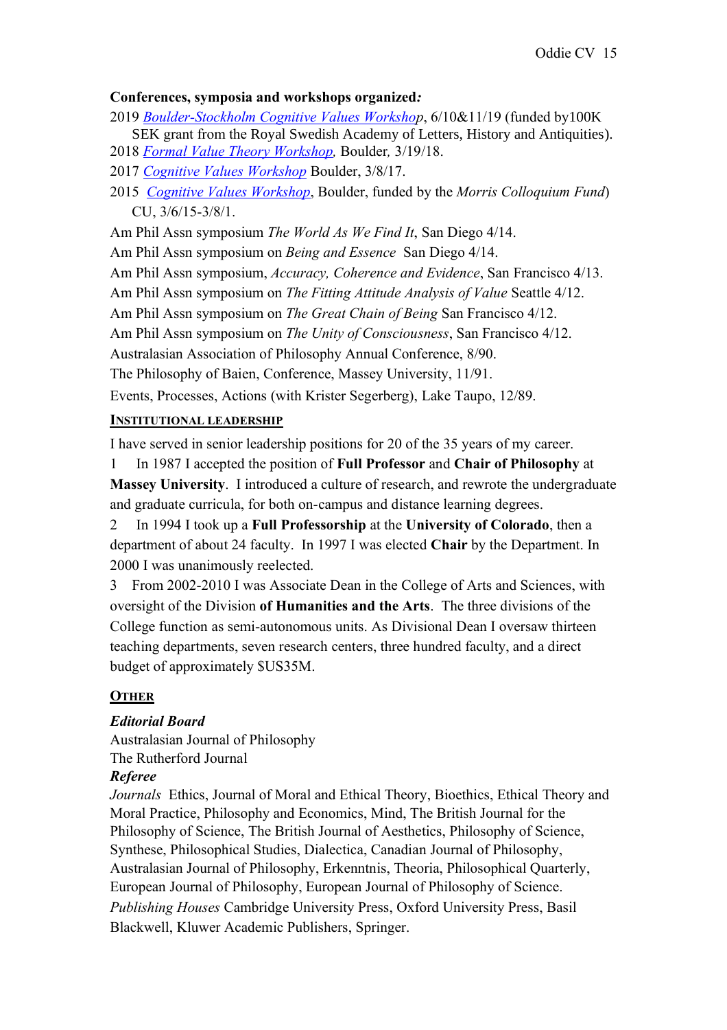**Conferences, symposia and workshops organized*:***

2019 *Boulder-Stockholm Cognitive Values Workshop*, 6/10&11/19 (funded by100K SEK grant from the Royal Swedish Academy of Letters, History and Antiquities).

2018 *Formal Value Theory Workshop,* Boulder*,* 3/19/18.

2017 *Cognitive Values Workshop* Boulder, 3/8/17.

2015 *Cognitive Values Workshop*, Boulder, funded by the *Morris Colloquium Fund*) CU, 3/6/15-3/8/1.

Am Phil Assn symposium *The World As We Find It*, San Diego 4/14.

Am Phil Assn symposium on *Being and Essence* San Diego 4/14.

Am Phil Assn symposium, *Accuracy, Coherence and Evidence*, San Francisco 4/13.

Am Phil Assn symposium on *The Fitting Attitude Analysis of Value* Seattle 4/12.

Am Phil Assn symposium on *The Great Chain of Being* San Francisco 4/12.

Am Phil Assn symposium on *The Unity of Consciousness*, San Francisco 4/12.

Australasian Association of Philosophy Annual Conference, 8/90.

The Philosophy of Baien, Conference, Massey University, 11/91.

Events, Processes, Actions (with Krister Segerberg), Lake Taupo, 12/89.

## INSTITUTIONAL LEADERSHIP

I have served in senior leadership positions for 20 of the 35 years of my career.

1 In 1987 I accepted the position of **Full Professor** and **Chair of Philosophy** at **Massey University**. I introduced a culture of research, and rewrote the undergraduate and graduate curricula, for both on-campus and distance learning degrees.

2 In 1994 I took up a **Full Professorship** at the **University of Colorado**, then a department of about 24 faculty. In 1997 I was elected **Chair** by the Department. In 2000 I was unanimously reelected.

3 From 2002-2010 I was Associate Dean in the College of Arts and Sciences, with oversight of the Division **of Humanities and the Arts**. The three divisions of the College function as semi-autonomous units. As Divisional Dean I oversaw thirteen teaching departments, seven research centers, three hundred faculty, and a direct budget of approximately $US35M.

## OTHER

***Editorial Board***

Australasian Journal of Philosophy

The Rutherford Journal

***Referee***

*Journals* Ethics, Journal of Moral and Ethical Theory, Bioethics, Ethical Theory and Moral Practice, Philosophy and Economics, Mind, The British Journal for the Philosophy of Science, The British Journal of Aesthetics, Philosophy of Science, Synthese, Philosophical Studies, Dialectica, Canadian Journal of Philosophy, Australasian Journal of Philosophy, Erkenntnis, Theoria, Philosophical Quarterly, European Journal of Philosophy, European Journal of Philosophy of Science.

*Publishing Houses* Cambridge University Press, Oxford University Press, Basil Blackwell, Kluwer Academic Publishers, Springer.